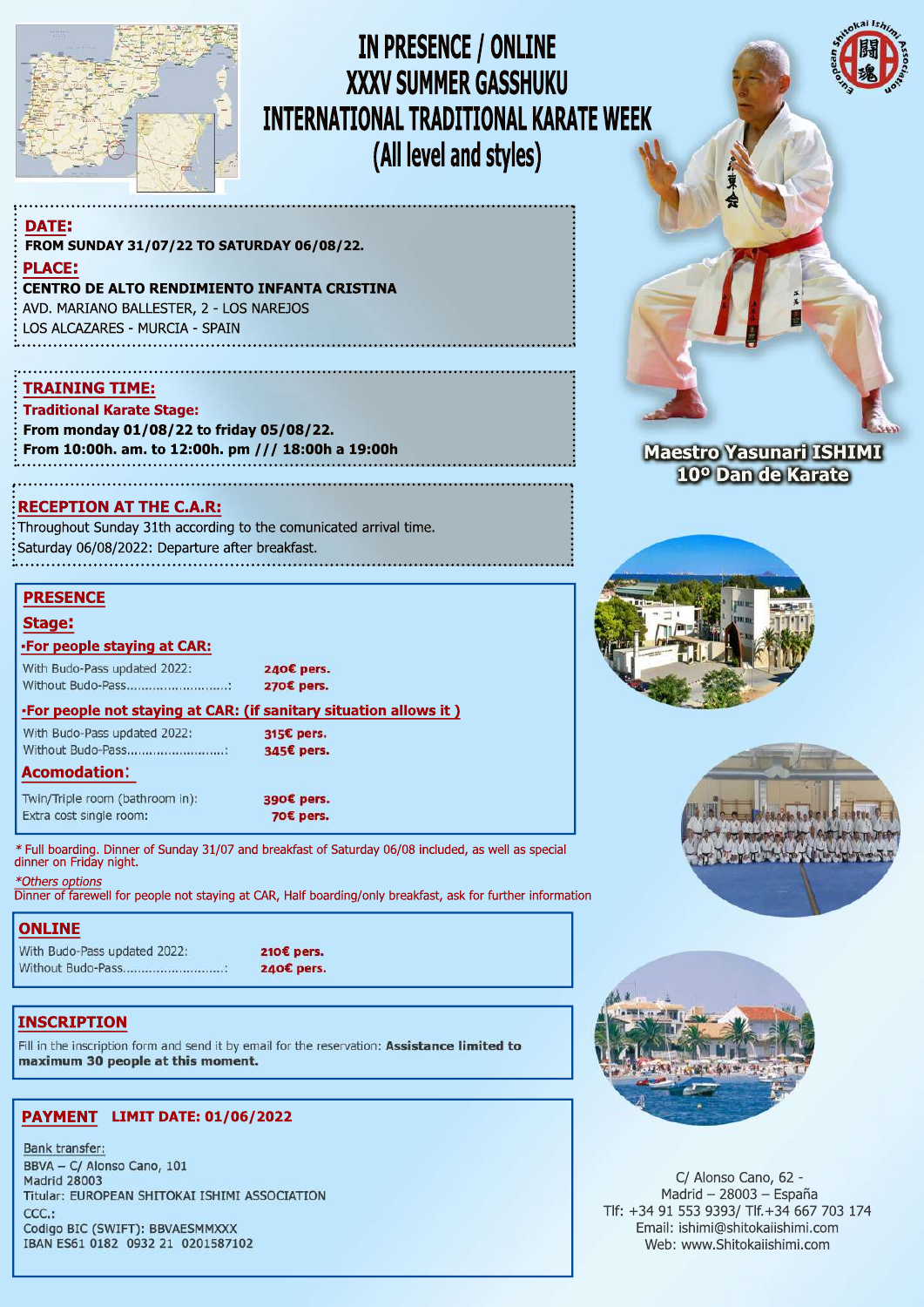# IN PRESENCE / ONLINE
# XXXV SUMMER GASSHUKU
# INTERNATIONAL TRADITIONAL KARATE WEEK
# (All level and styles)

**Maestro Yasunari ISHIMI**
**10º Dan de Karate**

## DATE:

**FROM SUNDAY 31/07/22 TO SATURDAY 06/08/22.**

## PLACE:

**CENTRO DE ALTO RENDIMIENTO INFANTA CRISTINA**
AVD. MARIANO BALLESTER, 2 - LOS NAREJOS
LOS ALCAZARES - MURCIA - SPAIN

## TRAINING TIME:

**Traditional Karate Stage:**
**From monday 01/08/22 to friday 05/08/22.**
**From 10:00h. am. to 12:00h. pm /// 18:00h a 19:00h**

## RECEPTION AT THE C.A.R:

Throughout Sunday 31th according to the comunicated arrival time.
Saturday 06/08/2022: Departure after breakfast.

## PRESENCE

### Stage:

**·For people staying at CAR:**

With Budo-Pass updated 2022: **240€ pers.**
Without Budo-Pass..........................: **270€ pers.**

**·For people not staying at CAR: (if sanitary situation allows it )**

With Budo-Pass updated 2022: **315€ pers.**
Without Budo-Pass..........................: **345€ pers.**

### Acomodation:

Twin/Triple room (bathroom in): **390€ pers.**
Extra cost single room: **70€ pers.**

* Full boarding. Dinner of Sunday 31/07 and breakfast of Saturday 06/08 included, as well as special dinner on Friday night.

*\*Others options*
Dinner of farewell for people not staying at CAR, Half boarding/only breakfast, ask for further information

## ONLINE

With Budo-Pass updated 2022: **210€ pers.**
Without Budo-Pass..........................: **240€ pers.**

## INSCRIPTION

Fill in the inscription form and send it by email for the reservation: **Assistance limited to maximum 30 people at this moment.**

## PAYMENT LIMIT DATE: 01/06/2022

Bank transfer:
BBVA – C/ Alonso Cano, 101
Madrid 28003
Titular: EUROPEAN SHITOKAI ISHIMI ASSOCIATION
CCC.:
Codigo BIC (SWIFT): BBVAESMMXXX
IBAN ES61 0182 0932 21 0201587102

C/ Alonso Cano, 62 -
Madrid – 28003 – España
Tlf: +34 91 553 9393/ Tlf.+34 667 703 174
Email: ishimi@shitokaiishimi.com
Web: www.Shitokaiishimi.com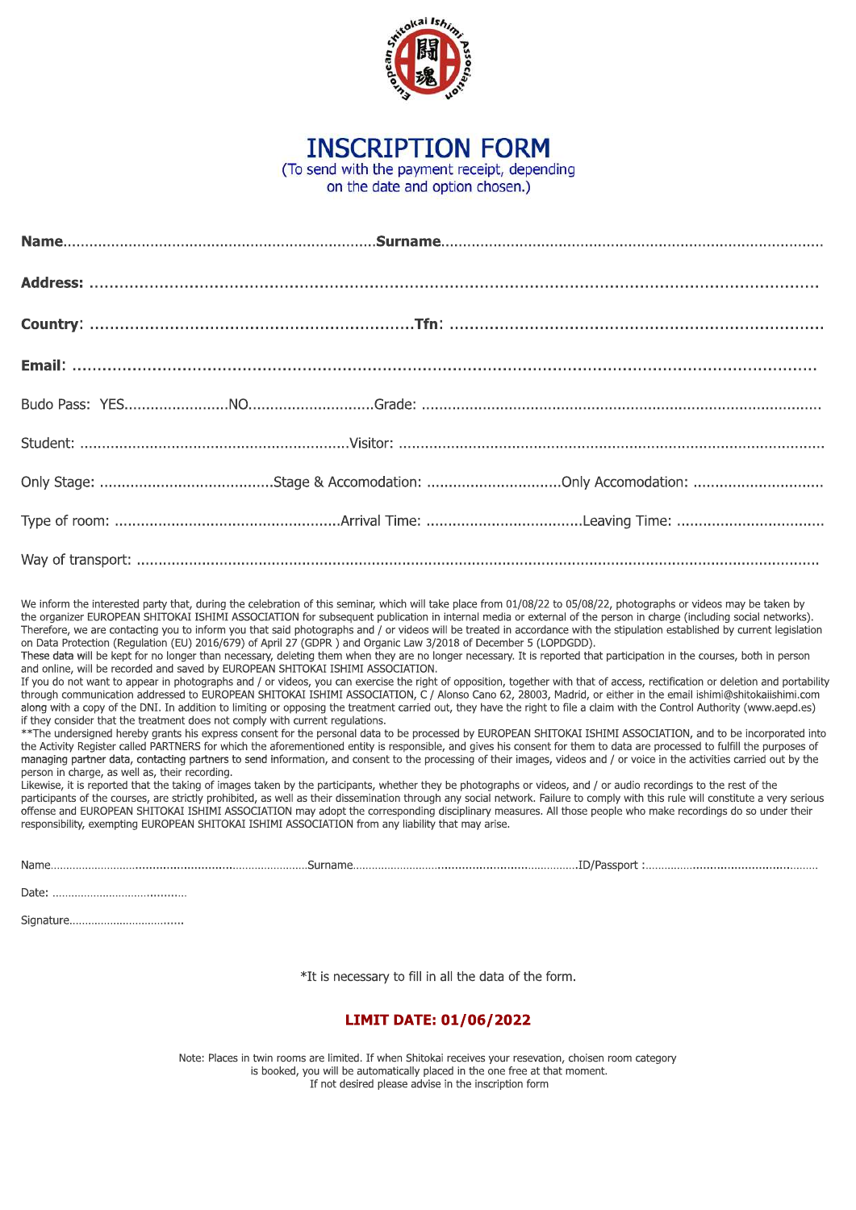# INSCRIPTION FORM

(To send with the payment receipt, depending on the date and option chosen.)

**Name**........................................................................**Surname**........................................................................................

**Address:** ...............................................................................................................................................

**Country**: ..................................................................**Tfn**: ..........................................................................

**Email**: ...................................................................................................................................................

Budo Pass: YES........................NO............................Grade: ........................................................................

Student: ..............................................................Visitor: ..............................................................................

Only Stage: ........................................Stage & Accomodation: ...............................Only Accomodation: ..............................

Type of room: ....................................................Arrival Time: ....................................Leaving Time: ..................................

Way of transport: ......................................................................................................................................

We inform the interested party that, during the celebration of this seminar, which will take place from 01/08/22 to 05/08/22, photographs or videos may be taken by the organizer EUROPEAN SHITOKAI ISHIMI ASSOCIATION for subsequent publication in internal media or external of the person in charge (including social networks). Therefore, we are contacting you to inform you that said photographs and / or videos will be treated in accordance with the stipulation established by current legislation on Data Protection (Regulation (EU) 2016/679) of April 27 (GDPR ) and Organic Law 3/2018 of December 5 (LOPDGDD).
These data will be kept for no longer than necessary, deleting them when they are no longer necessary. It is reported that participation in the courses, both in person and online, will be recorded and saved by EUROPEAN SHITOKAI ISHIMI ASSOCIATION.
If you do not want to appear in photographs and / or videos, you can exercise the right of opposition, together with that of access, rectification or deletion and portability through communication addressed to EUROPEAN SHITOKAI ISHIMI ASSOCIATION, C / Alonso Cano 62, 28003, Madrid, or either in the email ishimi@shitokaiishimi.com along with a copy of the DNI. In addition to limiting or opposing the treatment carried out, they have the right to file a claim with the Control Authority (www.aepd.es) if they consider that the treatment does not comply with current regulations.
**The undersigned hereby grants his express consent for the personal data to be processed by EUROPEAN SHITOKAI ISHIMI ASSOCIATION, and to be incorporated into the Activity Register called PARTNERS for which the aforementioned entity is responsible, and gives his consent for them to data are processed to fulfill the purposes of managing partner data, contacting partners to send information, and consent to the processing of their images, videos and / or voice in the activities carried out by the person in charge, as well as, their recording.
Likewise, it is reported that the taking of images taken by the participants, whether they be photographs or videos, and / or audio recordings to the rest of the participants of the courses, are strictly prohibited, as well as their dissemination through any social network. Failure to comply with this rule will constitute a very serious offense and EUROPEAN SHITOKAI ISHIMI ASSOCIATION may adopt the corresponding disciplinary measures. All those people who make recordings do so under their responsibility, exempting EUROPEAN SHITOKAI ISHIMI ASSOCIATION from any liability that may arise.

Name.......................................................................................Surname...........................................................................ID/Passport :................................................

Date: ..........................................

Signature...................................

*It is necessary to fill in all the data of the form.

**LIMIT DATE: 01/06/2022**

Note: Places in twin rooms are limited. If when Shitokai receives your resevation, choisen room category is booked, you will be automatically placed in the one free at that moment.
If not desired please advise in the inscription form